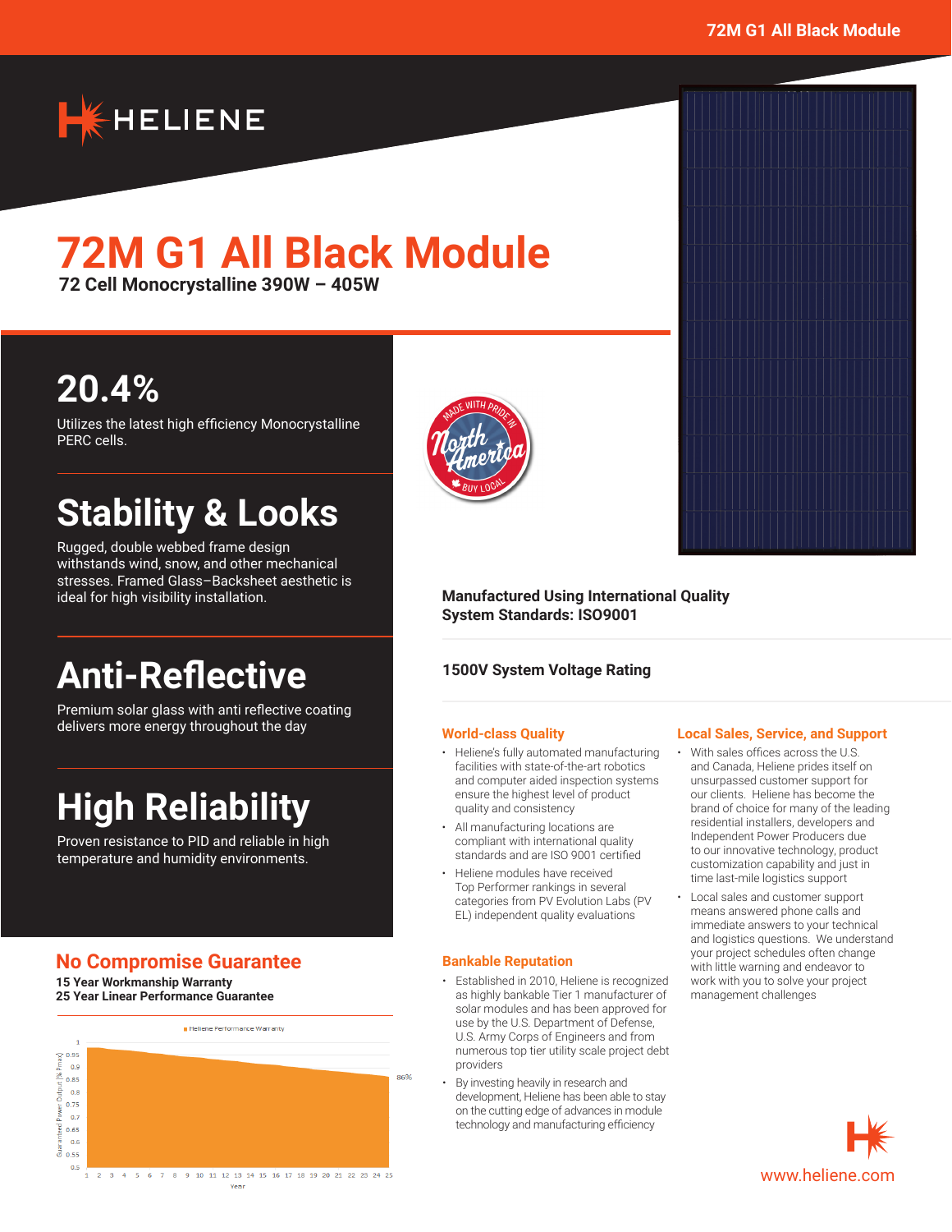# 72M G1 All Black Module

**72 Cell Monocrystalline 390W – 405W**

## 20.4%

Utilizes the latest high efficiency Monocrystalline PERC cells.

## Stability & Looks

Rugged, double webbed frame design withstands wind, snow, and other mechanical stresses. Framed Glass–Backsheet aesthetic is ideal for high visibility installation.

## Anti-Reflective

Premium solar glass with anti reflective coating delivers more energy throughout the day

## High Reliability

Proven resistance to PID and reliable in high temperature and humidity environments.

MADE WITH PRIDE IN North America BUY LOCAL

**Manufactured Using International Quality System Standards: ISO9001**

**1500V System Voltage Rating**

### World-class Quality

- Heliene's fully automated manufacturing facilities with state-of-the-art robotics and computer aided inspection systems ensure the highest level of product quality and consistency
- All manufacturing locations are compliant with international quality standards and are ISO 9001 certified
- Heliene modules have received Top Performer rankings in several categories from PV Evolution Labs (PV EL) independent quality evaluations

### Bankable Reputation

- Established in 2010, Heliene is recognized as highly bankable Tier 1 manufacturer of solar modules and has been approved for use by the U.S. Department of Defense, U.S. Army Corps of Engineers and from numerous top tier utility scale project debt providers
- By investing heavily in research and development, Heliene has been able to stay on the cutting edge of advances in module technology and manufacturing efficiency

### Local Sales, Service, and Support

- With sales offices across the U.S. and Canada, Heliene prides itself on unsurpassed customer support for our clients. Heliene has become the brand of choice for many of the leading residential installers, developers and Independent Power Producers due to our innovative technology, product customization capability and just in time last-mile logistics support
- Local sales and customer support means answered phone calls and immediate answers to your technical and logistics questions. We understand your project schedules often change with little warning and endeavor to work with you to solve your project management challenges

## No Compromise Guarantee

**15 Year Workmanship Warranty**
**25 Year Linear Performance Guarantee**

Heliene Performance Warranty

Guaranteed Power Output [% Pmax] (0.5 – 1) vs. Year (1 – 25); 86% at year 25

www.heliene.com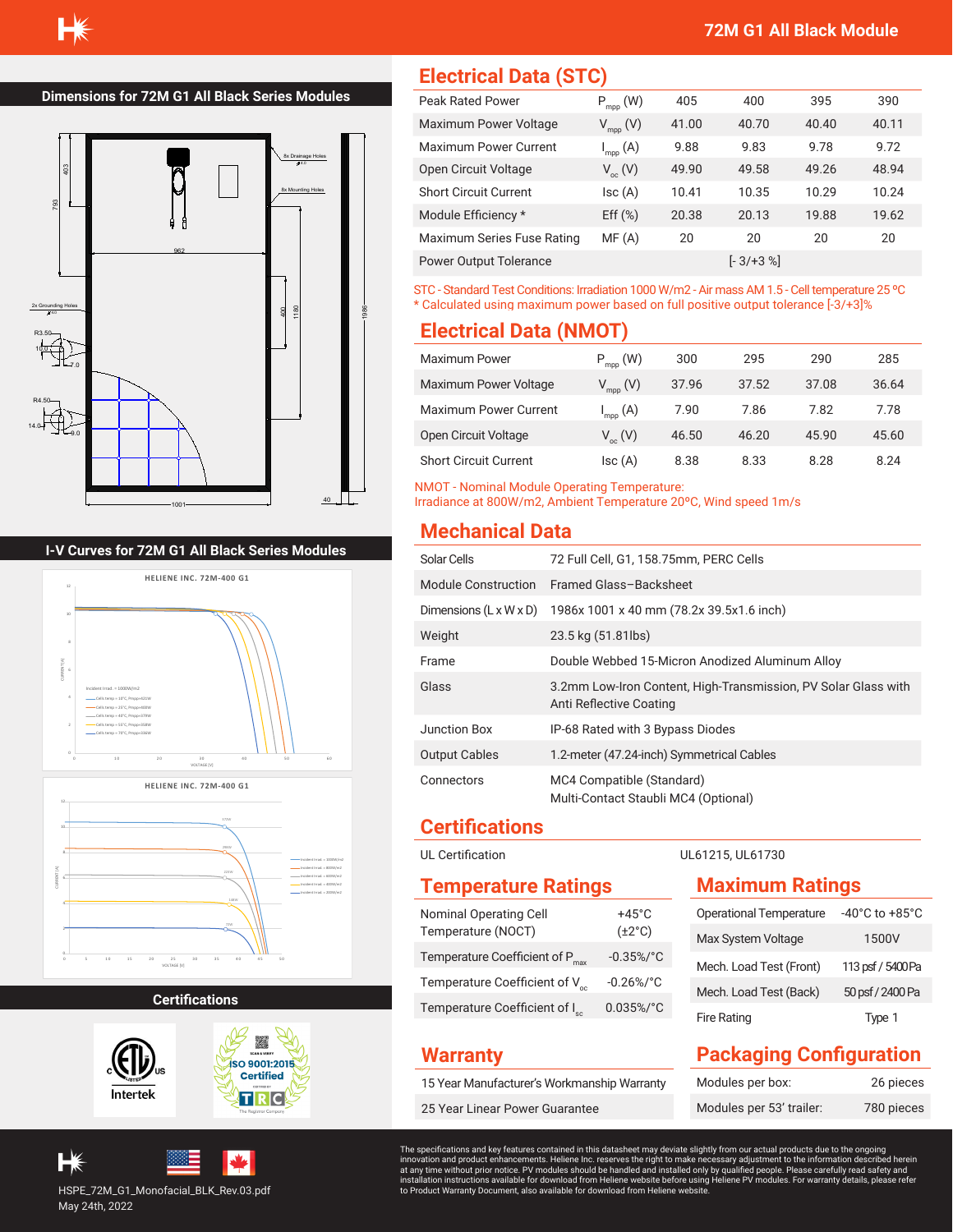# 72M G1 All Black Module

## Dimensions for 72M G1 All Black Series Modules

8x Drainage Holes
8x Mounting Holes
2x Grounding Holes
403
793
962
400
1180
1986
R3.50
10.0
7.0
R4.50
14.0
9.0
1001
40

## I-V Curves for 72M G1 All Black Series Modules

HELIENE INC. 72M-400 G1

Incident Irrad. = 1000W/m2
Cells temp = 10°C, Pmpp=421W
Cells temp = 25°C, Pmpp=400W
Cells temp = 40°C, Pmpp=378W
Cells temp = 55°C, Pmpp=358W
Cells temp = 70°C, Pmpp=336W

CURRENT [A]
VOLTAGE [V]

HELIENE INC. 72M-400 G1

Incident Irrad. = 1000W/m2
Incident Irrad. = 800W/m2
Incident Irrad. = 600W/m2
Incident Irrad. = 400W/m2
Incident Irrad. = 200W/m2

CURRENT [A]
VOLTAGE [V]

## Certifications

Intertek
ISO 9001:2015 Certified
TRC

## Electrical Data (STC)

| | | | | | |
|---|---|---|---|---|---|
| Peak Rated Power | $P_{mpp}$ (W) | 405 | 400 | 395 | 390 |
| Maximum Power Voltage | $V_{mpp}$ (V) | 41.00 | 40.70 | 40.40 | 40.11 |
| Maximum Power Current | $I_{mpp}$ (A) | 9.88 | 9.83 | 9.78 | 9.72 |
| Open Circuit Voltage | $V_{oc}$ (V) | 49.90 | 49.58 | 49.26 | 48.94 |
| Short Circuit Current | Isc (A) | 10.41 | 10.35 | 10.29 | 10.24 |
| Module Efficiency * | Eff (%) | 20.38 | 20.13 | 19.88 | 19.62 |
| Maximum Series Fuse Rating | MF (A) | 20 | 20 | 20 | 20 |
| Power Output Tolerance | | [- 3/+3 %] | | | |

STC - Standard Test Conditions: Irradiation 1000 W/m2 - Air mass AM 1.5 - Cell temperature 25 ºC
* Calculated using maximum power based on full positive output tolerance [-3/+3]%

## Electrical Data (NMOT)

| | | | | | |
|---|---|---|---|---|---|
| Maximum Power | $P_{mpp}$ (W) | 300 | 295 | 290 | 285 |
| Maximum Power Voltage | $V_{mpp}$ (V) | 37.96 | 37.52 | 37.08 | 36.64 |
| Maximum Power Current | $I_{mpp}$ (A) | 7.90 | 7.86 | 7.82 | 7.78 |
| Open Circuit Voltage | $V_{oc}$ (V) | 46.50 | 46.20 | 45.90 | 45.60 |
| Short Circuit Current | Isc (A) | 8.38 | 8.33 | 8.28 | 8.24 |

NMOT - Nominal Module Operating Temperature:
Irradiance at 800W/m2, Ambient Temperature 20ºC, Wind speed 1m/s

## Mechanical Data

| | |
|---|---|
| Solar Cells | 72 Full Cell, G1, 158.75mm, PERC Cells |
| Module Construction | Framed Glass–Backsheet |
| Dimensions (L x W x D) | 1986x 1001 x 40 mm (78.2x 39.5x1.6 inch) |
| Weight | 23.5 kg (51.81lbs) |
| Frame | Double Webbed 15-Micron Anodized Aluminum Alloy |
| Glass | 3.2mm Low-Iron Content, High-Transmission, PV Solar Glass with Anti Reflective Coating |
| Junction Box | IP-68 Rated with 3 Bypass Diodes |
| Output Cables | 1.2-meter (47.24-inch) Symmetrical Cables |
| Connectors | MC4 Compatible (Standard)<br>Multi-Contact Staubli MC4 (Optional) |

## Certifications

| | |
|---|---|
| UL Certification | UL61215, UL61730 |

## Temperature Ratings

| | |
|---|---|
| Nominal Operating Cell Temperature (NOCT) | +45°C (±2°C) |
| Temperature Coefficient of $P_{max}$ | -0.35%/°C |
| Temperature Coefficient of $V_{oc}$ | -0.26%/°C |
| Temperature Coefficient of $I_{sc}$ | 0.035%/°C |

## Maximum Ratings

| | |
|---|---|
| Operational Temperature | -40°C to +85°C |
| Max System Voltage | 1500V |
| Mech. Load Test (Front) | 113 psf / 5400 Pa |
| Mech. Load Test (Back) | 50 psf / 2400 Pa |
| Fire Rating | Type 1 |

## Warranty

15 Year Manufacturer's Workmanship Warranty

25 Year Linear Power Guarantee

## Packaging Configuration

| | |
|---|---|
| Modules per box: | 26 pieces |
| Modules per 53' trailer: | 780 pieces |

HSPE_72M_G1_Monofacial_BLK_Rev.03.pdf
May 24th, 2022

The specifications and key features contained in this datasheet may deviate slightly from our actual products due to the ongoing innovation and product enhancements. Heliene Inc. reserves the right to make necessary adjustment to the information described herein at any time without prior notice. PV modules should be handled and installed only by qualified people. Please carefully read safety and installation instructions available for download from Heliene website before using Heliene PV modules. For warranty details, please refer to Product Warranty Document, also available for download from Heliene website.